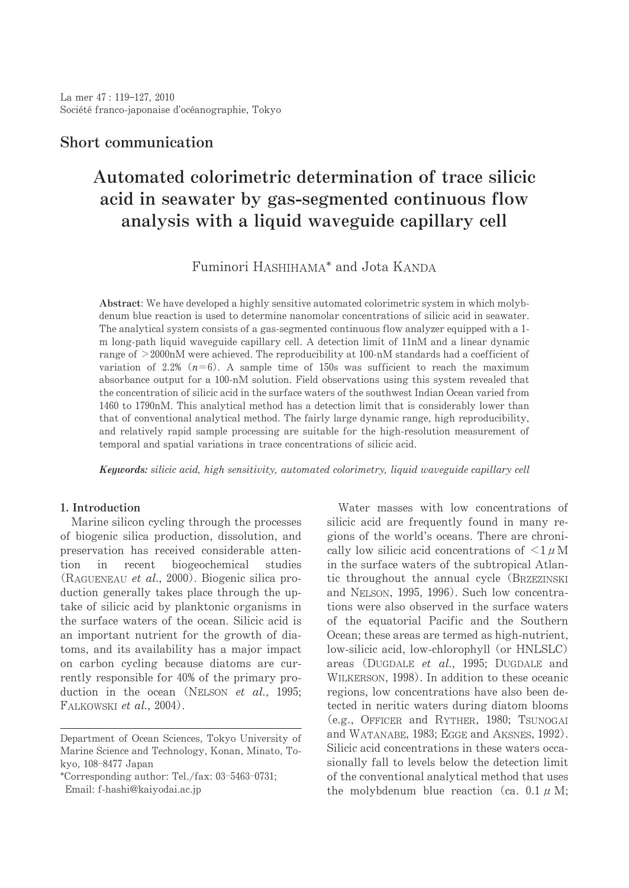La mer 47 : 119–127, 2010
Société franco-japonaise d'océanographie, Tokyo

## Short communication

# Automated colorimetric determination of trace silicic acid in seawater by gas-segmented continuous flow analysis with a liquid waveguide capillary cell

Fuminori HASHIHAMA* and Jota KANDA

**Abstract**: We have developed a highly sensitive automated colorimetric system in which molybdenum blue reaction is used to determine nanomolar concentrations of silicic acid in seawater. The analytical system consists of a gas-segmented continuous flow analyzer equipped with a 1-m long-path liquid waveguide capillary cell. A detection limit of 11nM and a linear dynamic range of >2000nM were achieved. The reproducibility at 100-nM standards had a coefficient of variation of 2.2% ($n$=6). A sample time of 150s was sufficient to reach the maximum absorbance output for a 100-nM solution. Field observations using this system revealed that the concentration of silicic acid in the surface waters of the southwest Indian Ocean varied from 1460 to 1790nM. This analytical method has a detection limit that is considerably lower than that of conventional analytical method. The fairly large dynamic range, high reproducibility, and relatively rapid sample processing are suitable for the high-resolution measurement of temporal and spatial variations in trace concentrations of silicic acid.

***Keywords:*** *silicic acid, high sensitivity, automated colorimetry, liquid waveguide capillary cell*

### 1. Introduction

Marine silicon cycling through the processes of biogenic silica production, dissolution, and preservation has received considerable attention in recent biogeochemical studies (RAGUENEAU *et al.*, 2000). Biogenic silica production generally takes place through the uptake of silicic acid by planktonic organisms in the surface waters of the ocean. Silicic acid is an important nutrient for the growth of diatoms, and its availability has a major impact on carbon cycling because diatoms are currently responsible for 40% of the primary production in the ocean (NELSON *et al.*, 1995; FALKOWSKI *et al.*, 2004).

Water masses with low concentrations of silicic acid are frequently found in many regions of the world's oceans. There are chronically low silicic acid concentrations of <1$\mu$M in the surface waters of the subtropical Atlantic throughout the annual cycle (BRZEZINSKI and NELSON, 1995, 1996). Such low concentrations were also observed in the surface waters of the equatorial Pacific and the Southern Ocean; these areas are termed as high-nutrient, low-silicic acid, low-chlorophyll (or HNLSLC) areas (DUGDALE *et al.*, 1995; DUGDALE and WILKERSON, 1998). In addition to these oceanic regions, low concentrations have also been detected in neritic waters during diatom blooms (e.g., OFFICER and RYTHER, 1980; TSUNOGAI and WATANABE, 1983; EGGE and AKSNES, 1992). Silicic acid concentrations in these waters occasionally fall to levels below the detection limit of the conventional analytical method that uses the molybdenum blue reaction (ca. 0.1$\mu$M;

Department of Ocean Sciences, Tokyo University of Marine Science and Technology, Konan, Minato, Tokyo, 108–8477 Japan
*Corresponding author: Tel./fax: 03–5463–0731; Email: f-hashi@kaiyodai.ac.jp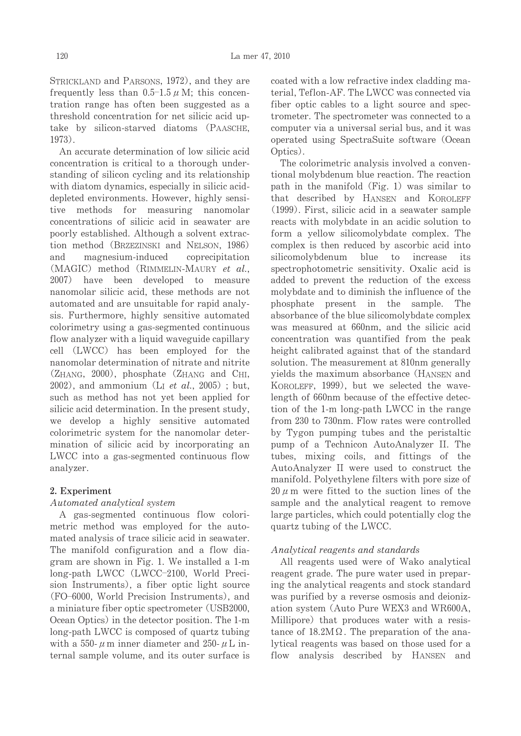STRICKLAND and PARSONS, 1972), and they are frequently less than 0.5–1.5 $\mu$M; this concentration range has often been suggested as a threshold concentration for net silicic acid uptake by silicon-starved diatoms (PAASCHE, 1973).

An accurate determination of low silicic acid concentration is critical to a thorough understanding of silicon cycling and its relationship with diatom dynamics, especially in silicic acid-depleted environments. However, highly sensitive methods for measuring nanomolar concentrations of silicic acid in seawater are poorly established. Although a solvent extraction method (BRZEZINSKI and NELSON, 1986) and magnesium-induced coprecipitation (MAGIC) method (RIMMELIN-MAURY *et al*., 2007) have been developed to measure nanomolar silicic acid, these methods are not automated and are unsuitable for rapid analysis. Furthermore, highly sensitive automated colorimetry using a gas-segmented continuous flow analyzer with a liquid waveguide capillary cell (LWCC) has been employed for the nanomolar determination of nitrate and nitrite (ZHANG, 2000), phosphate (ZHANG and CHI, 2002), and ammonium (LI *et al*., 2005) ; but, such as method has not yet been applied for silicic acid determination. In the present study, we develop a highly sensitive automated colorimetric system for the nanomolar determination of silicic acid by incorporating an LWCC into a gas-segmented continuous flow analyzer.

## 2. Experiment

### *Automated analytical system*

A gas-segmented continuous flow colorimetric method was employed for the automated analysis of trace silicic acid in seawater. The manifold configuration and a flow diagram are shown in Fig. 1. We installed a 1-m long-path LWCC (LWCC–2100, World Precision Instruments), a fiber optic light source (FO–6000, World Precision Instruments), and a miniature fiber optic spectrometer (USB2000, Ocean Optics) in the detector position. The 1-m long-path LWCC is composed of quartz tubing with a 550-$\mu$m inner diameter and 250-$\mu$L internal sample volume, and its outer surface is coated with a low refractive index cladding material, Teflon-AF. The LWCC was connected via fiber optic cables to a light source and spectrometer. The spectrometer was connected to a computer via a universal serial bus, and it was operated using SpectraSuite software (Ocean Optics).

The colorimetric analysis involved a conventional molybdenum blue reaction. The reaction path in the manifold (Fig. 1) was similar to that described by HANSEN and KOROLEFF (1999). First, silicic acid in a seawater sample reacts with molybdate in an acidic solution to form a yellow silicomolybdate complex. The complex is then reduced by ascorbic acid into silicomolybdenum blue to increase its spectrophotometric sensitivity. Oxalic acid is added to prevent the reduction of the excess molybdate and to diminish the influence of the phosphate present in the sample. The absorbance of the blue silicomolybdate complex was measured at 660nm, and the silicic acid concentration was quantified from the peak height calibrated against that of the standard solution. The measurement at 810nm generally yields the maximum absorbance (HANSEN and KOROLEFF, 1999), but we selected the wavelength of 660nm because of the effective detection of the 1-m long-path LWCC in the range from 230 to 730nm. Flow rates were controlled by Tygon pumping tubes and the peristaltic pump of a Technicon AutoAnalyzer II. The tubes, mixing coils, and fittings of the AutoAnalyzer II were used to construct the manifold. Polyethylene filters with pore size of 20 $\mu$m were fitted to the suction lines of the sample and the analytical reagent to remove large particles, which could potentially clog the quartz tubing of the LWCC.

### *Analytical reagents and standards*

All reagents used were of Wako analytical reagent grade. The pure water used in preparing the analytical reagents and stock standard was purified by a reverse osmosis and deionization system (Auto Pure WEX3 and WR600A, Millipore) that produces water with a resistance of 18.2M$\Omega$. The preparation of the analytical reagents was based on those used for a flow analysis described by HANSEN and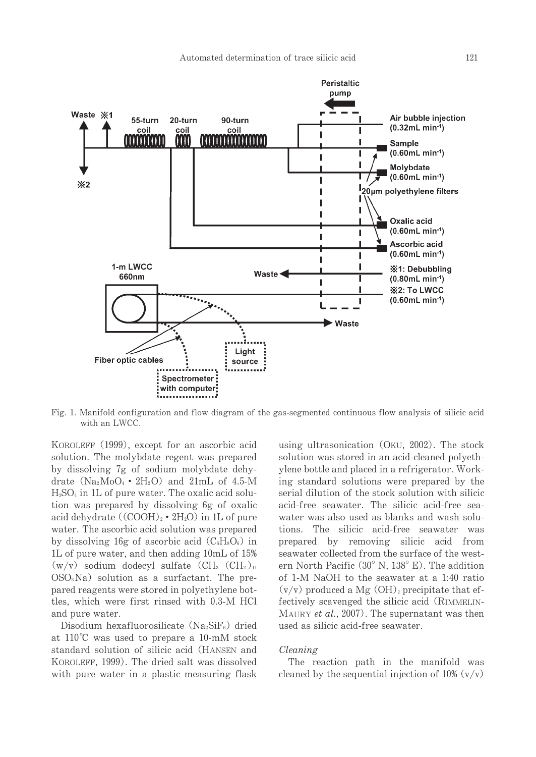Fig. 1. Manifold configuration and flow diagram of the gas-segmented continuous flow analysis of silicic acid with an LWCC.

KOROLEFF (1999), except for an ascorbic acid solution. The molybdate regent was prepared by dissolving 7g of sodium molybdate dehydrate ($Na_2MoO_4 \cdot 2H_2O$) and 21mL of 4.5-M $H_2SO_4$ in 1L of pure water. The oxalic acid solution was prepared by dissolving 6g of oxalic acid dehydrate ($(COOH)_2 \cdot 2H_2O$) in 1L of pure water. The ascorbic acid solution was prepared by dissolving 16g of ascorbic acid ($C_6H_8O_6$) in 1L of pure water, and then adding 10mL of 15% (w/v) sodium dodecyl sulfate ($CH_3(CH_2)_{11}OSO_3Na$) solution as a surfactant. The prepared reagents were stored in polyethylene bottles, which were first rinsed with 0.3-M HCl and pure water.

Disodium hexafluorosilicate ($Na_2SiF_6$) dried at 110℃ was used to prepare a 10-mM stock standard solution of silicic acid (HANSEN and KOROLEFF, 1999). The dried salt was dissolved with pure water in a plastic measuring flask using ultrasonication (OKU, 2002). The stock solution was stored in an acid-cleaned polyethylene bottle and placed in a refrigerator. Working standard solutions were prepared by the serial dilution of the stock solution with silicic acid-free seawater. The silicic acid-free seawater was also used as blanks and wash solutions. The silicic acid-free seawater was prepared by removing silicic acid from seawater collected from the surface of the western North Pacific (30° N, 138° E). The addition of 1-M NaOH to the seawater at a 1:40 ratio (v/v) produced a $Mg(OH)_2$ precipitate that effectively scavenged the silicic acid (RIMMELIN-MAURY *et al.*, 2007). The supernatant was then used as silicic acid-free seawater.

*Cleaning*

The reaction path in the manifold was cleaned by the sequential injection of 10% (v/v)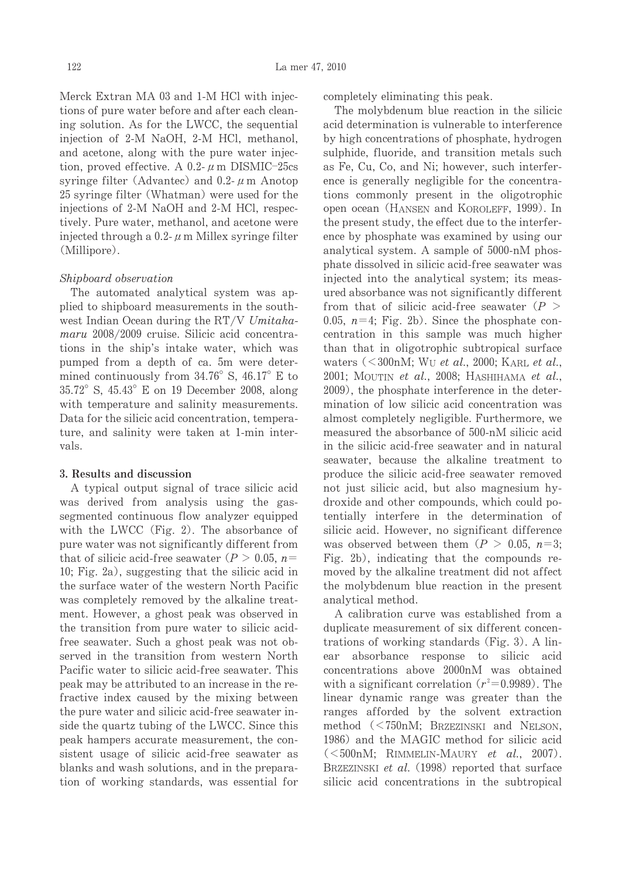Merck Extran MA 03 and 1-M HCl with injections of pure water before and after each cleaning solution. As for the LWCC, the sequential injection of 2-M NaOH, 2-M HCl, methanol, and acetone, along with the pure water injection, proved effective. A 0.2-$\mu$m DISMIC–25cs syringe filter (Advantec) and 0.2-$\mu$m Anotop 25 syringe filter (Whatman) were used for the injections of 2-M NaOH and 2-M HCl, respectively. Pure water, methanol, and acetone were injected through a 0.2-$\mu$m Millex syringe filter (Millipore).

*Shipboard observation*

The automated analytical system was applied to shipboard measurements in the southwest Indian Ocean during the RT/V *Umitakamaru* 2008/2009 cruise. Silicic acid concentrations in the ship's intake water, which was pumped from a depth of ca. 5m were determined continuously from 34.76° S, 46.17° E to 35.72° S, 45.43° E on 19 December 2008, along with temperature and salinity measurements. Data for the silicic acid concentration, temperature, and salinity were taken at 1-min intervals.

## 3. Results and discussion

A typical output signal of trace silicic acid was derived from analysis using the gas-segmented continuous flow analyzer equipped with the LWCC (Fig. 2). The absorbance of pure water was not significantly different from that of silicic acid-free seawater ($P > 0.05$, $n = 10$; Fig. 2a), suggesting that the silicic acid in the surface water of the western North Pacific was completely removed by the alkaline treatment. However, a ghost peak was observed in the transition from pure water to silicic acid-free seawater. Such a ghost peak was not observed in the transition from western North Pacific water to silicic acid-free seawater. This peak may be attributed to an increase in the refractive index caused by the mixing between the pure water and silicic acid-free seawater inside the quartz tubing of the LWCC. Since this peak hampers accurate measurement, the consistent usage of silicic acid-free seawater as blanks and wash solutions, and in the preparation of working standards, was essential for completely eliminating this peak.

The molybdenum blue reaction in the silicic acid determination is vulnerable to interference by high concentrations of phosphate, hydrogen sulphide, fluoride, and transition metals such as Fe, Cu, Co, and Ni; however, such interference is generally negligible for the concentrations commonly present in the oligotrophic open ocean (HANSEN and KOROLEFF, 1999). In the present study, the effect due to the interference by phosphate was examined by using our analytical system. A sample of 5000-nM phosphate dissolved in silicic acid-free seawater was injected into the analytical system; its measured absorbance was not significantly different from that of silicic acid-free seawater ($P > 0.05$, $n = 4$; Fig. 2b). Since the phosphate concentration in this sample was much higher than that in oligotrophic subtropical surface waters (<300nM; WU *et al.*, 2000; KARL *et al.*, 2001; MOUTIN *et al.*, 2008; HASHIHAMA *et al.*, 2009), the phosphate interference in the determination of low silicic acid concentration was almost completely negligible. Furthermore, we measured the absorbance of 500-nM silicic acid in the silicic acid-free seawater and in natural seawater, because the alkaline treatment to produce the silicic acid-free seawater removed not just silicic acid, but also magnesium hydroxide and other compounds, which could potentially interfere in the determination of silicic acid. However, no significant difference was observed between them ($P > 0.05$, $n = 3$; Fig. 2b), indicating that the compounds removed by the alkaline treatment did not affect the molybdenum blue reaction in the present analytical method.

A calibration curve was established from a duplicate measurement of six different concentrations of working standards (Fig. 3). A linear absorbance response to silicic acid concentrations above 2000nM was obtained with a significant correlation ($r^2 = 0.9989$). The linear dynamic range was greater than the ranges afforded by the solvent extraction method (<750nM; BRZEZINSKI and NELSON, 1986) and the MAGIC method for silicic acid (<500nM; RIMMELIN-MAURY *et al.*, 2007). BRZEZINSKI *et al.* (1998) reported that surface silicic acid concentrations in the subtropical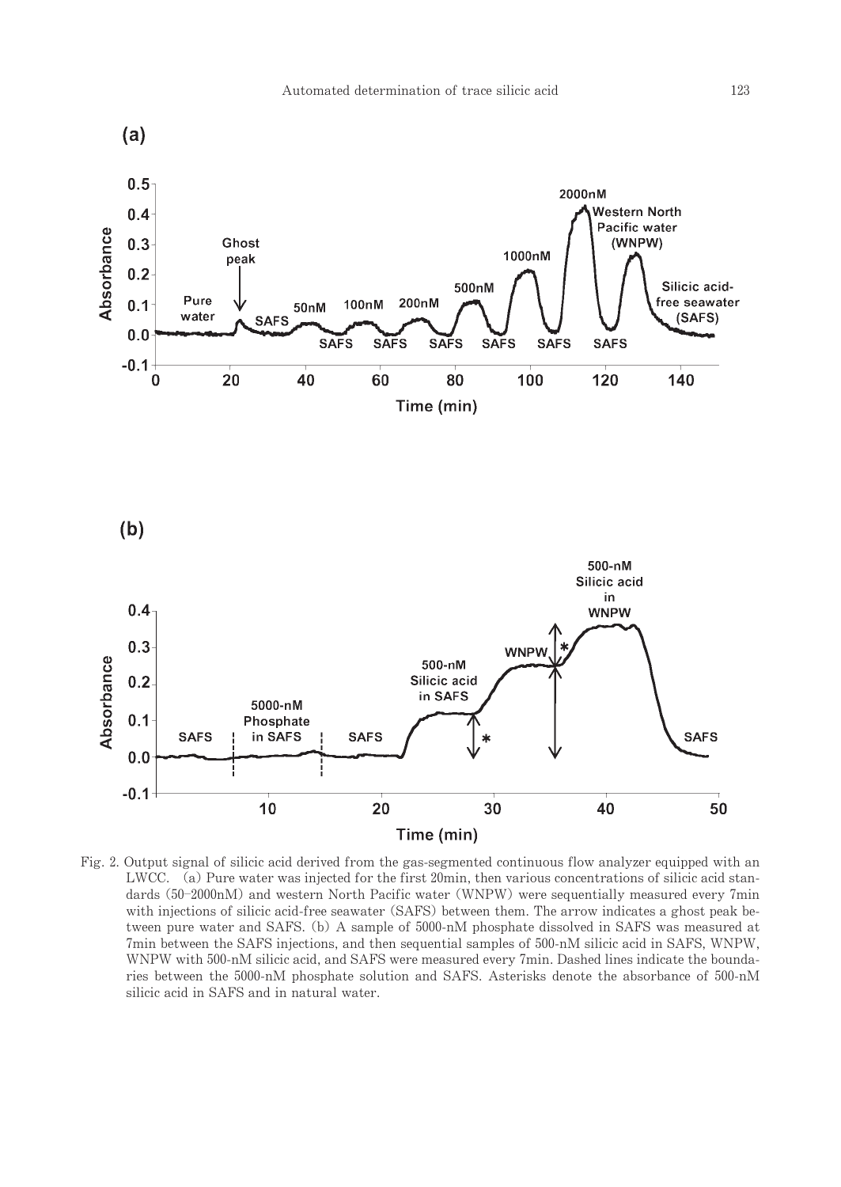Fig. 2. Output signal of silicic acid derived from the gas-segmented continuous flow analyzer equipped with an LWCC. (a) Pure water was injected for the first 20min, then various concentrations of silicic acid standards (50–2000nM) and western North Pacific water (WNPW) were sequentially measured every 7min with injections of silicic acid-free seawater (SAFS) between them. The arrow indicates a ghost peak between pure water and SAFS. (b) A sample of 5000-nM phosphate dissolved in SAFS was measured at 7min between the SAFS injections, and then sequential samples of 500-nM silicic acid in SAFS, WNPW, WNPW with 500-nM silicic acid, and SAFS were measured every 7min. Dashed lines indicate the boundaries between the 5000-nM phosphate solution and SAFS. Asterisks denote the absorbance of 500-nM silicic acid in SAFS and in natural water.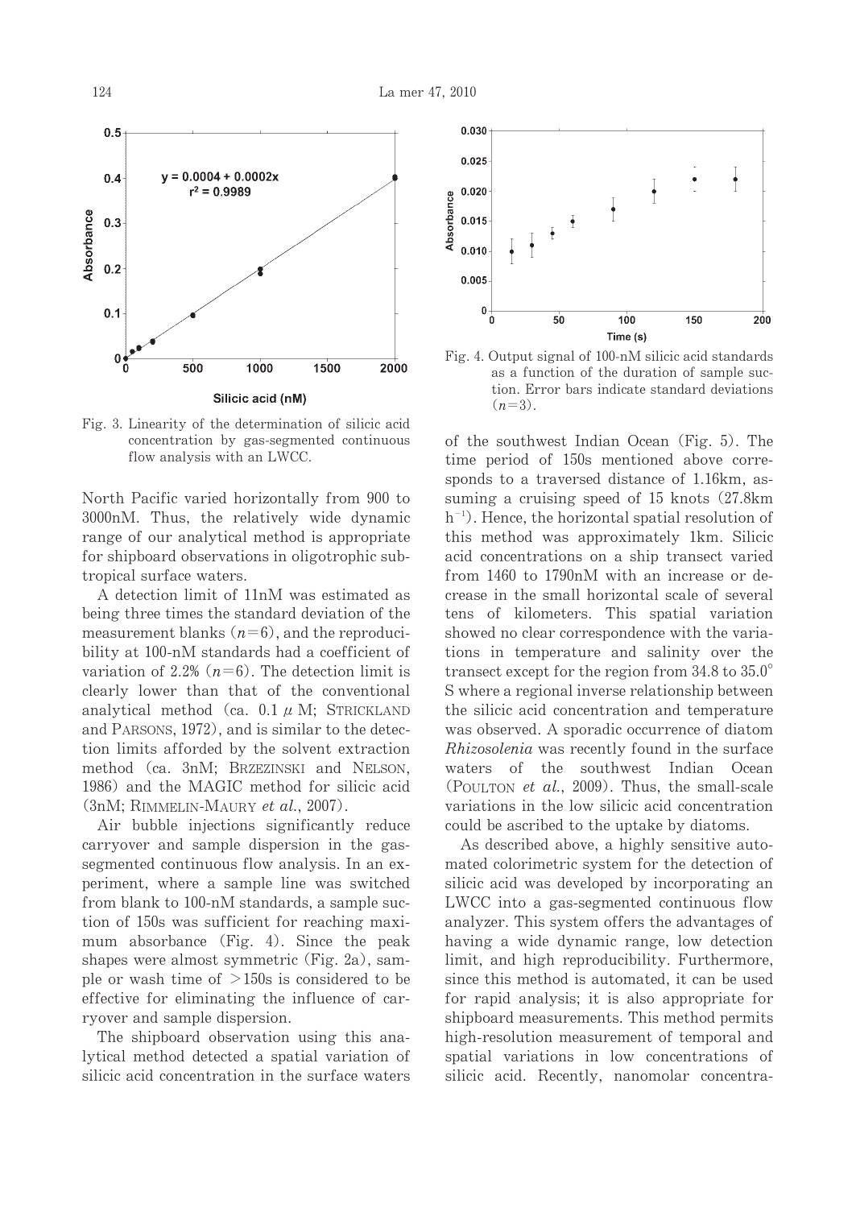Fig. 3. Linearity of the determination of silicic acid concentration by gas-segmented continuous flow analysis with an LWCC.

Fig. 4. Output signal of 100-nM silicic acid standards as a function of the duration of sample suction. Error bars indicate standard deviations ($n$=3).

North Pacific varied horizontally from 900 to 3000nM. Thus, the relatively wide dynamic range of our analytical method is appropriate for shipboard observations in oligotrophic subtropical surface waters.

A detection limit of 11nM was estimated as being three times the standard deviation of the measurement blanks ($n$=6), and the reproducibility at 100-nM standards had a coefficient of variation of 2.2% ($n$=6). The detection limit is clearly lower than that of the conventional analytical method (ca. 0.1 $\mu$M; STRICKLAND and PARSONS, 1972), and is similar to the detection limits afforded by the solvent extraction method (ca. 3nM; BRZEZINSKI and NELSON, 1986) and the MAGIC method for silicic acid (3nM; RIMMELIN-MAURY *et al.*, 2007).

Air bubble injections significantly reduce carryover and sample dispersion in the gas-segmented continuous flow analysis. In an experiment, where a sample line was switched from blank to 100-nM standards, a sample suction of 150s was sufficient for reaching maximum absorbance (Fig. 4). Since the peak shapes were almost symmetric (Fig. 2a), sample or wash time of >150s is considered to be effective for eliminating the influence of carryover and sample dispersion.

The shipboard observation using this analytical method detected a spatial variation of silicic acid concentration in the surface waters of the southwest Indian Ocean (Fig. 5). The time period of 150s mentioned above corresponds to a traversed distance of 1.16km, assuming a cruising speed of 15 knots (27.8km $h^{-1}$). Hence, the horizontal spatial resolution of this method was approximately 1km. Silicic acid concentrations on a ship transect varied from 1460 to 1790nM with an increase or decrease in the small horizontal scale of several tens of kilometers. This spatial variation showed no clear correspondence with the variations in temperature and salinity over the transect except for the region from 34.8 to 35.0°S where a regional inverse relationship between the silicic acid concentration and temperature was observed. A sporadic occurrence of diatom *Rhizosolenia* was recently found in the surface waters of the southwest Indian Ocean (POULTON *et al.*, 2009). Thus, the small-scale variations in the low silicic acid concentration could be ascribed to the uptake by diatoms.

As described above, a highly sensitive automated colorimetric system for the detection of silicic acid was developed by incorporating an LWCC into a gas-segmented continuous flow analyzer. This system offers the advantages of having a wide dynamic range, low detection limit, and high reproducibility. Furthermore, since this method is automated, it can be used for rapid analysis; it is also appropriate for shipboard measurements. This method permits high-resolution measurement of temporal and spatial variations in low concentrations of silicic acid. Recently, nanomolar concentra-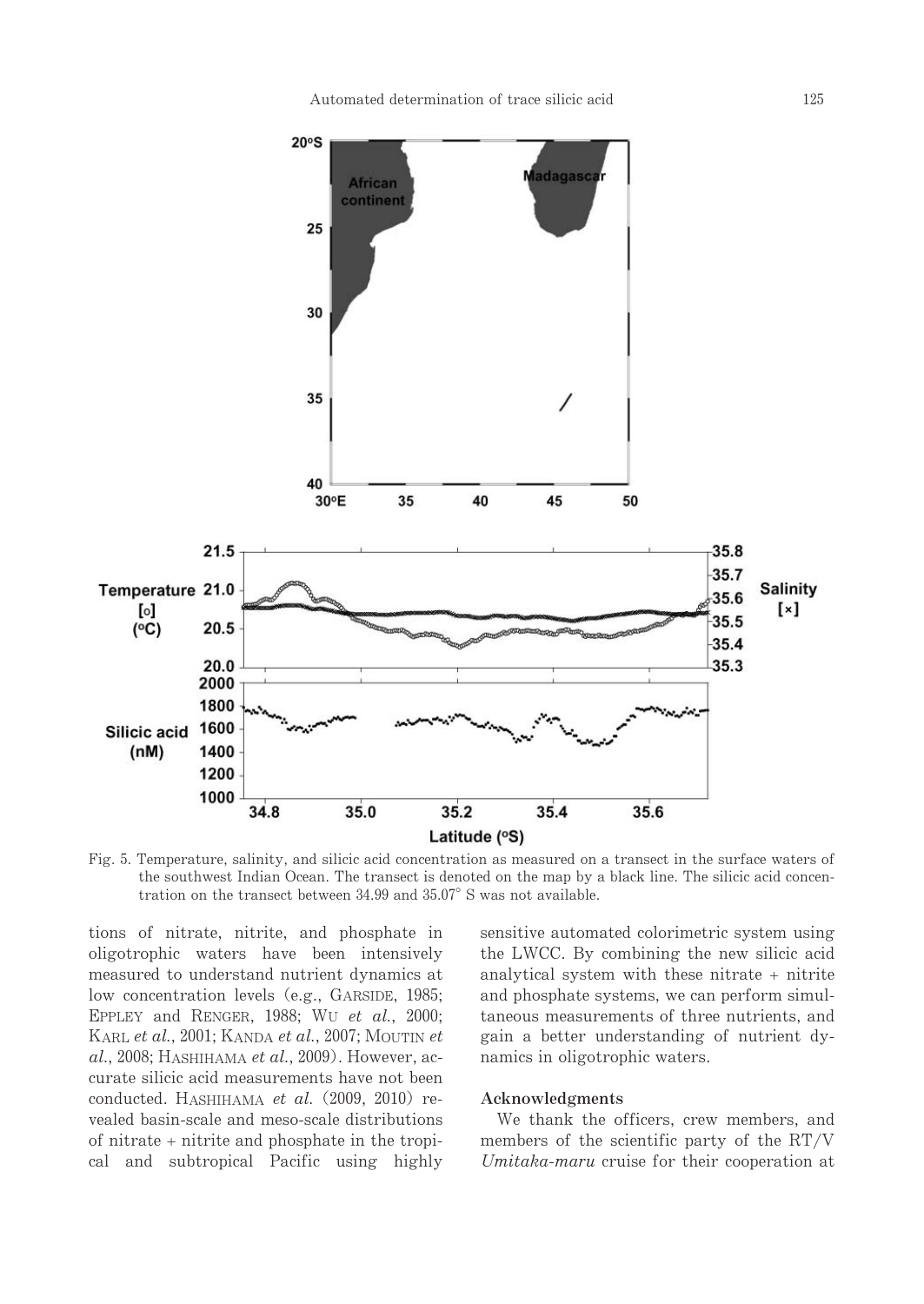Fig. 5. Temperature, salinity, and silicic acid concentration as measured on a transect in the surface waters of the southwest Indian Ocean. The transect is denoted on the map by a black line. The silicic acid concentration on the transect between 34.99 and 35.07° S was not available.

tions of nitrate, nitrite, and phosphate in oligotrophic waters have been intensively measured to understand nutrient dynamics at low concentration levels (e.g., GARSIDE, 1985; EPPLEY and RENGER, 1988; WU *et al.*, 2000; KARL *et al.*, 2001; KANDA *et al.*, 2007; MOUTIN *et al.*, 2008; HASHIHAMA *et al.*, 2009). However, accurate silicic acid measurements have not been conducted. HASHIHAMA *et al.* (2009, 2010) revealed basin-scale and meso-scale distributions of nitrate + nitrite and phosphate in the tropical and subtropical Pacific using highly sensitive automated colorimetric system using the LWCC. By combining the new silicic acid analytical system with these nitrate + nitrite and phosphate systems, we can perform simultaneous measurements of three nutrients, and gain a better understanding of nutrient dynamics in oligotrophic waters.

### Acknowledgments

We thank the officers, crew members, and members of the scientific party of the RT/V *Umitaka-maru* cruise for their cooperation at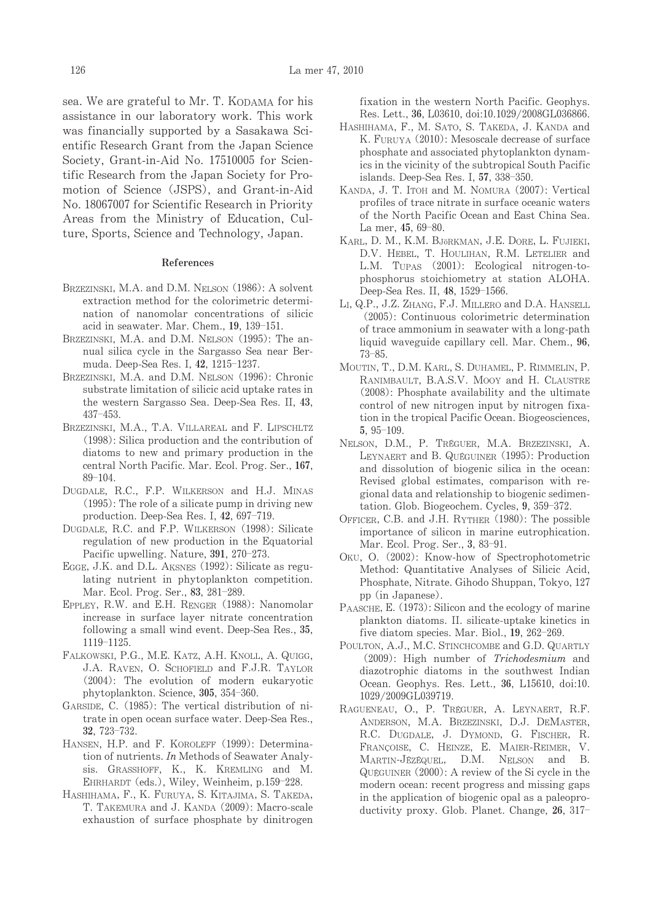sea. We are grateful to Mr. T. KODAMA for his assistance in our laboratory work. This work was financially supported by a Sasakawa Scientific Research Grant from the Japan Science Society, Grant-in-Aid No. 17510005 for Scientific Research from the Japan Society for Promotion of Science (JSPS), and Grant-in-Aid No. 18067007 for Scientific Research in Priority Areas from the Ministry of Education, Culture, Sports, Science and Technology, Japan.

## References

BRZEZINSKI, M.A. and D.M. NELSON (1986): A solvent extraction method for the colorimetric determination of nanomolar concentrations of silicic acid in seawater. Mar. Chem., **19**, 139–151.

BRZEZINSKI, M.A. and D.M. NELSON (1995): The annual silica cycle in the Sargasso Sea near Bermuda. Deep-Sea Res. I, **42**, 1215–1237.

BRZEZINSKI, M.A. and D.M. NELSON (1996): Chronic substrate limitation of silicic acid uptake rates in the western Sargasso Sea. Deep-Sea Res. II, **43**, 437–453.

BRZEZINSKI, M.A., T.A. VILLAREAL and F. LIPSCHLTZ (1998): Silica production and the contribution of diatoms to new and primary production in the central North Pacific. Mar. Ecol. Prog. Ser., **167**, 89–104.

DUGDALE, R.C., F.P. WILKERSON and H.J. MINAS (1995): The role of a silicate pump in driving new production. Deep-Sea Res. I, **42**, 697–719.

DUGDALE, R.C. and F.P. WILKERSON (1998): Silicate regulation of new production in the Equatorial Pacific upwelling. Nature, **391**, 270–273.

EGGE, J.K. and D.L. AKSNES (1992): Silicate as regulating nutrient in phytoplankton competition. Mar. Ecol. Prog. Ser., **83**, 281–289.

EPPLEY, R.W. and E.H. RENGER (1988): Nanomolar increase in surface layer nitrate concentration following a small wind event. Deep-Sea Res., **35**, 1119–1125.

FALKOWSKI, P.G., M.E. KATZ, A.H. KNOLL, A. QUIGG, J.A. RAVEN, O. SCHOFIELD and F.J.R. TAYLOR (2004): The evolution of modern eukaryotic phytoplankton. Science, **305**, 354–360.

GARSIDE, C. (1985): The vertical distribution of nitrate in open ocean surface water. Deep-Sea Res., **32**, 723–732.

HANSEN, H.P. and F. KOROLEFF (1999): Determination of nutrients. *In* Methods of Seawater Analysis. GRASSHOFF, K., K. KREMLING and M. EHRHARDT (eds.), Wiley, Weinheim, p.159–228.

HASHIHAMA, F., K. FURUYA, S. KITAJIMA, S. TAKEDA, T. TAKEMURA and J. KANDA (2009): Macro-scale exhaustion of surface phosphate by dinitrogen fixation in the western North Pacific. Geophys. Res. Lett., **36**, L03610, doi:10.1029/2008GL036866.

HASHIHAMA, F., M. SATO, S. TAKEDA, J. KANDA and K. FURUYA (2010): Mesoscale decrease of surface phosphate and associated phytoplankton dynamics in the vicinity of the subtropical South Pacific islands. Deep-Sea Res. I, **57**, 338–350.

KANDA, J. T. ITOH and M. NOMURA (2007): Vertical profiles of trace nitrate in surface oceanic waters of the North Pacific Ocean and East China Sea. La mer, **45**, 69–80.

KARL, D. M., K.M. BJÖRKMAN, J.E. DORE, L. FUJIEKI, D.V. HEBEL, T. HOULIHAN, R.M. LETELIER and L.M. TUPAS (2001): Ecological nitrogen-to-phosphorus stoichiometry at station ALOHA. Deep-Sea Res. II, **48**, 1529–1566.

LI, Q.P., J.Z. ZHANG, F.J. MILLERO and D.A. HANSELL (2005): Continuous colorimetric determination of trace ammonium in seawater with a long-path liquid waveguide capillary cell. Mar. Chem., **96**, 73–85.

MOUTIN, T., D.M. KARL, S. DUHAMEL, P. RIMMELIN, P. RANIMBAULT, B.A.S.V. MOOY and H. CLAUSTRE (2008): Phosphate availability and the ultimate control of new nitrogen input by nitrogen fixation in the tropical Pacific Ocean. Biogeosciences, **5**, 95–109.

NELSON, D.M., P. TRÉGUER, M.A. BRZEZINSKI, A. LEYNAERT and B. QUÉGUINER (1995): Production and dissolution of biogenic silica in the ocean: Revised global estimates, comparison with regional data and relationship to biogenic sedimentation. Glob. Biogeochem. Cycles, **9**, 359–372.

OFFICER, C.B. and J.H. RYTHER (1980): The possible importance of silicon in marine eutrophication. Mar. Ecol. Prog. Ser., **3**, 83–91.

OKU, O. (2002): Know-how of Spectrophotometric Method: Quantitative Analyses of Silicic Acid, Phosphate, Nitrate. Gihodo Shuppan, Tokyo, 127 pp (in Japanese).

PAASCHE, E. (1973): Silicon and the ecology of marine plankton diatoms. II. silicate-uptake kinetics in five diatom species. Mar. Biol., **19**, 262–269.

POULTON, A.J., M.C. STINCHCOMBE and G.D. QUARTLY (2009): High number of *Trichodesmium* and diazotrophic diatoms in the southwest Indian Ocean. Geophys. Res. Lett., **36**, L15610, doi:10.1029/2009GL039719.

RAGUENEAU, O., P. TRÉGUER, A. LEYNAERT, R.F. ANDERSON, M.A. BRZEZINSKI, D.J. DEMASTER, R.C. DUGDALE, J. DYMOND, G. FISCHER, R. FRANÇOISE, C. HEINZE, E. MAIER-REIMER, V. MARTIN-JÉZÉQUEL, D.M. NELSON and B. QUÉGUINER (2000): A review of the Si cycle in the modern ocean: recent progress and missing gaps in the application of biogenic opal as a paleoproductivity proxy. Glob. Planet. Change, **26**, 317–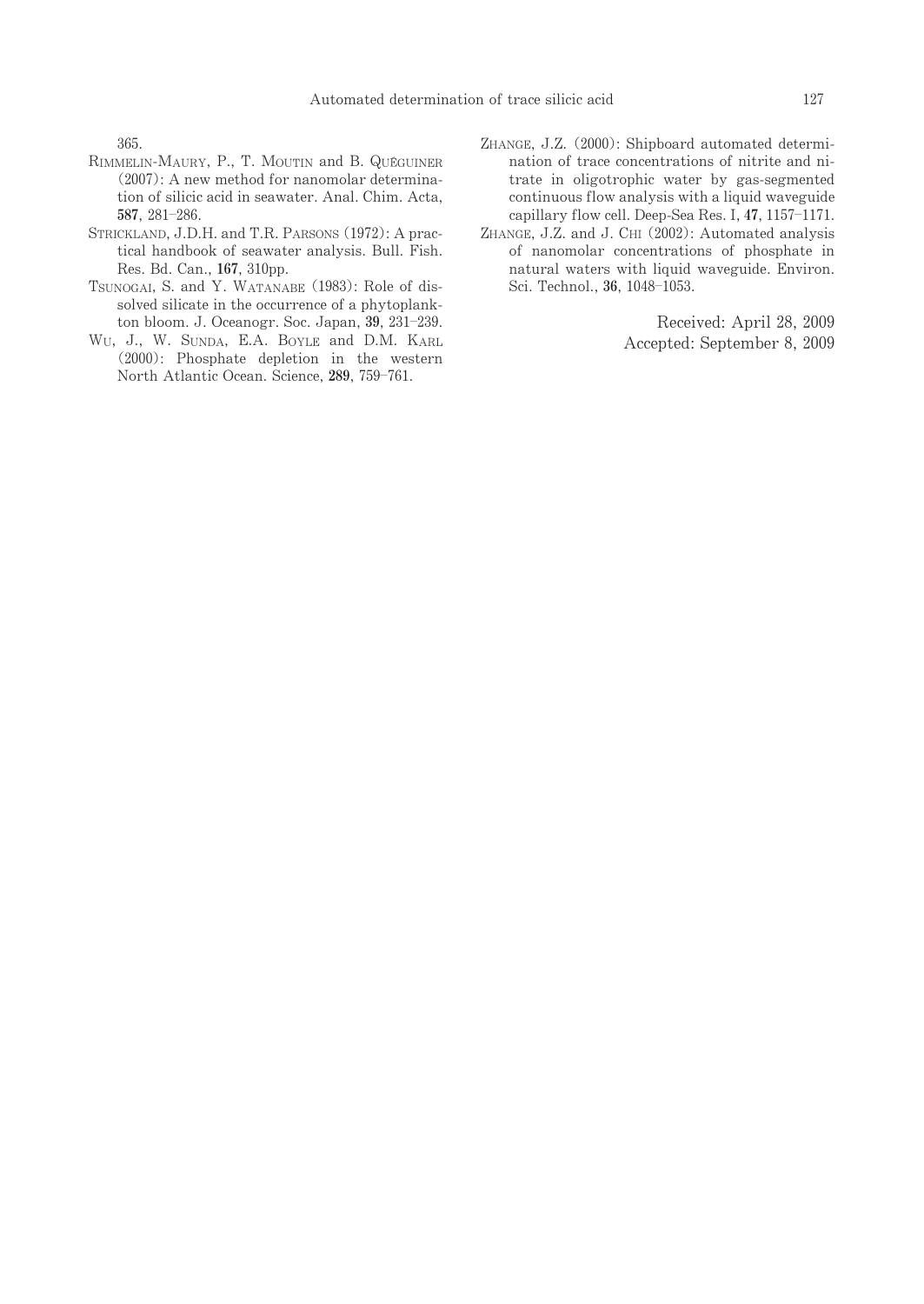365.

Rimmelin-Maury, P., T. Moutin and B. Quéguiner (2007): A new method for nanomolar determination of silicic acid in seawater. Anal. Chim. Acta, **587**, 281–286.

Strickland, J.D.H. and T.R. Parsons (1972): A practical handbook of seawater analysis. Bull. Fish. Res. Bd. Can., **167**, 310pp.

Tsunogai, S. and Y. Watanabe (1983): Role of dissolved silicate in the occurrence of a phytoplankton bloom. J. Oceanogr. Soc. Japan, **39**, 231–239.

Wu, J., W. Sunda, E.A. Boyle and D.M. Karl (2000): Phosphate depletion in the western North Atlantic Ocean. Science, **289**, 759–761.

Zhange, J.Z. (2000): Shipboard automated determination of trace concentrations of nitrite and nitrate in oligotrophic water by gas-segmented continuous flow analysis with a liquid waveguide capillary flow cell. Deep-Sea Res. I, **47**, 1157–1171.

Zhange, J.Z. and J. Chi (2002): Automated analysis of nanomolar concentrations of phosphate in natural waters with liquid waveguide. Environ. Sci. Technol., **36**, 1048–1053.

Received: April 28, 2009
Accepted: September 8, 2009